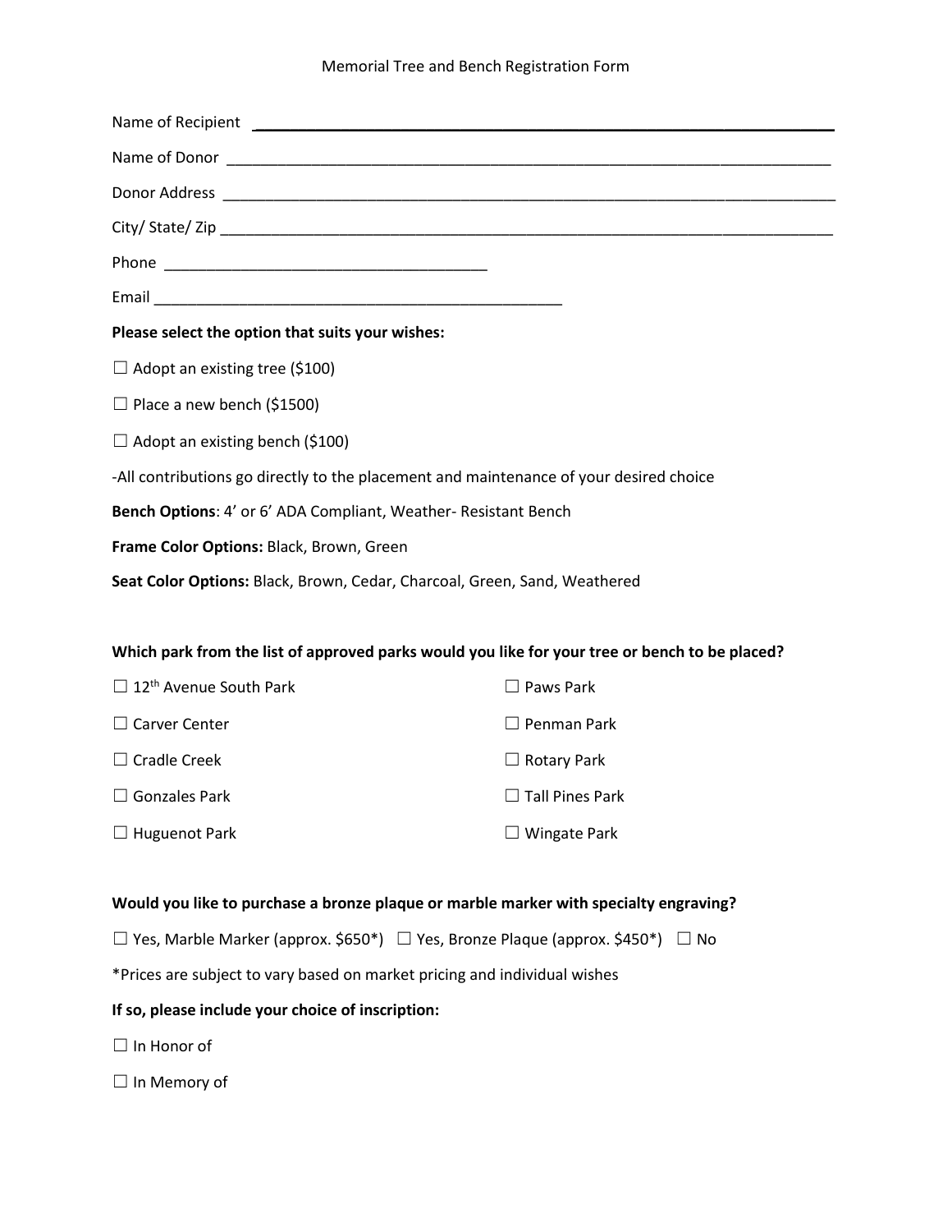# Memorial Tree and Bench Registration Form

Name of Recipient ____________________________________________

Name of Donor ____________________________________________

Donor Address ____________________________________________

City/ State/ Zip ____________________________________________

Phone ______________________________

Email ______________________________________

**Please select the option that suits your wishes:**

☐ Adopt an existing tree ($100)

☐ Place a new bench ($1500)

☐ Adopt an existing bench ($100)

-All contributions go directly to the placement and maintenance of your desired choice

**Bench Options**: 4' or 6' ADA Compliant, Weather- Resistant Bench

**Frame Color Options:** Black, Brown, Green

**Seat Color Options:** Black, Brown, Cedar, Charcoal, Green, Sand, Weathered

**Which park from the list of approved parks would you like for your tree or bench to be placed?**

☐ 12th Avenue South Park

☐ Carver Center

☐ Cradle Creek

☐ Gonzales Park

☐ Huguenot Park

☐ Paws Park

☐ Penman Park

☐ Rotary Park

☐ Tall Pines Park

☐ Wingate Park

**Would you like to purchase a bronze plaque or marble marker with specialty engraving?**

☐ Yes, Marble Marker (approx. $650*) ☐ Yes, Bronze Plaque (approx. $450*) ☐ No

*Prices are subject to vary based on market pricing and individual wishes

**If so, please include your choice of inscription:**

☐ In Honor of

☐ In Memory of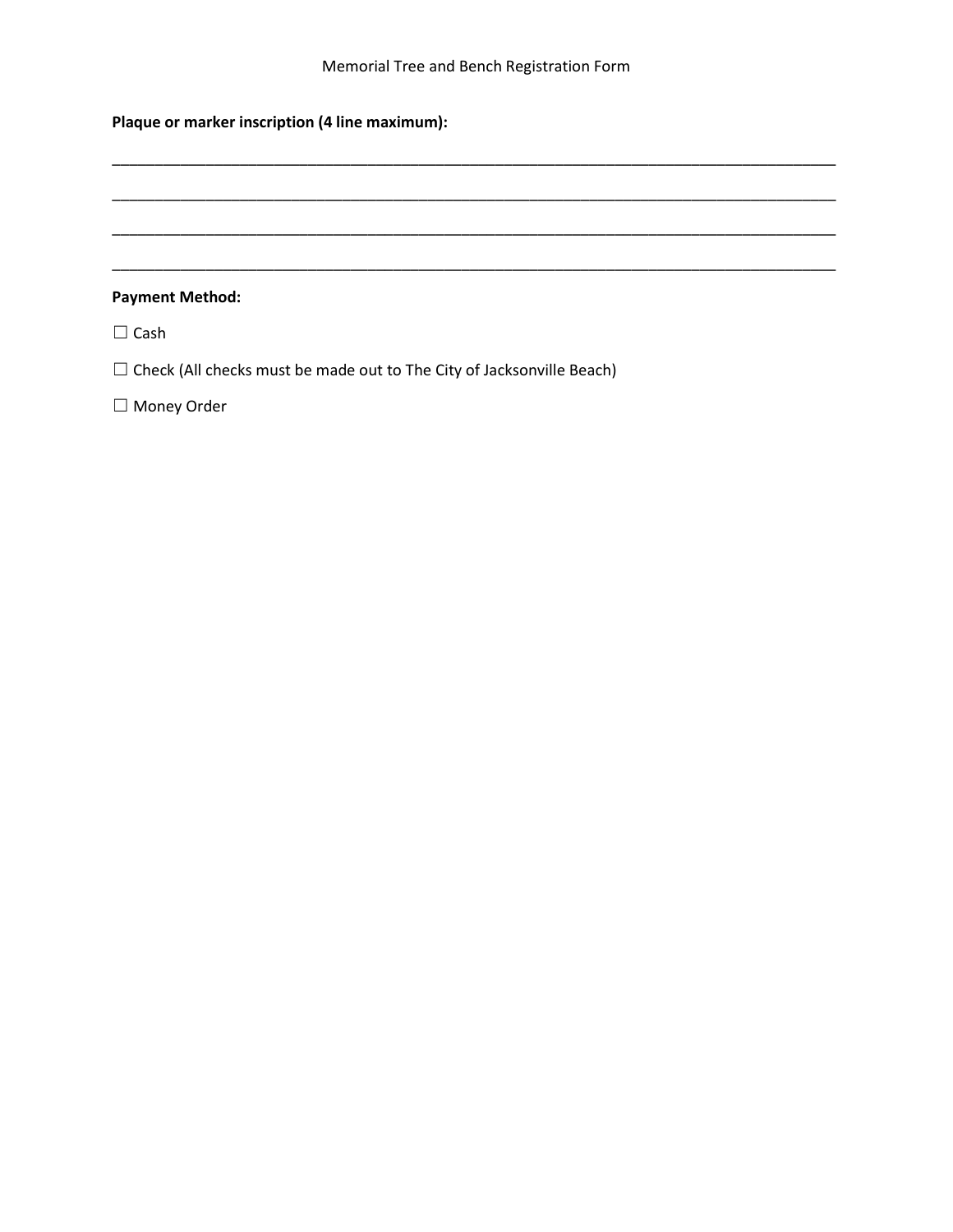**Plaque or marker inscription (4 line maximum):**

\_\_\_\_\_\_\_\_\_\_\_\_\_\_\_\_\_\_\_\_\_\_\_\_\_\_\_\_\_\_\_\_\_\_\_\_\_\_\_\_\_\_\_\_\_\_\_\_\_\_\_\_\_\_\_\_\_\_\_\_\_\_\_\_\_\_\_\_\_\_\_\_\_\_\_\_\_\_\_\_

\_\_\_\_\_\_\_\_\_\_\_\_\_\_\_\_\_\_\_\_\_\_\_\_\_\_\_\_\_\_\_\_\_\_\_\_\_\_\_\_\_\_\_\_\_\_\_\_\_\_\_\_\_\_\_\_\_\_\_\_\_\_\_\_\_\_\_\_\_\_\_\_\_\_\_\_\_\_\_\_

\_\_\_\_\_\_\_\_\_\_\_\_\_\_\_\_\_\_\_\_\_\_\_\_\_\_\_\_\_\_\_\_\_\_\_\_\_\_\_\_\_\_\_\_\_\_\_\_\_\_\_\_\_\_\_\_\_\_\_\_\_\_\_\_\_\_\_\_\_\_\_\_\_\_\_\_\_\_\_\_

\_\_\_\_\_\_\_\_\_\_\_\_\_\_\_\_\_\_\_\_\_\_\_\_\_\_\_\_\_\_\_\_\_\_\_\_\_\_\_\_\_\_\_\_\_\_\_\_\_\_\_\_\_\_\_\_\_\_\_\_\_\_\_\_\_\_\_\_\_\_\_\_\_\_\_\_\_\_\_\_

**Payment Method:**

☐ Cash

☐ Check (All checks must be made out to The City of Jacksonville Beach)

☐ Money Order